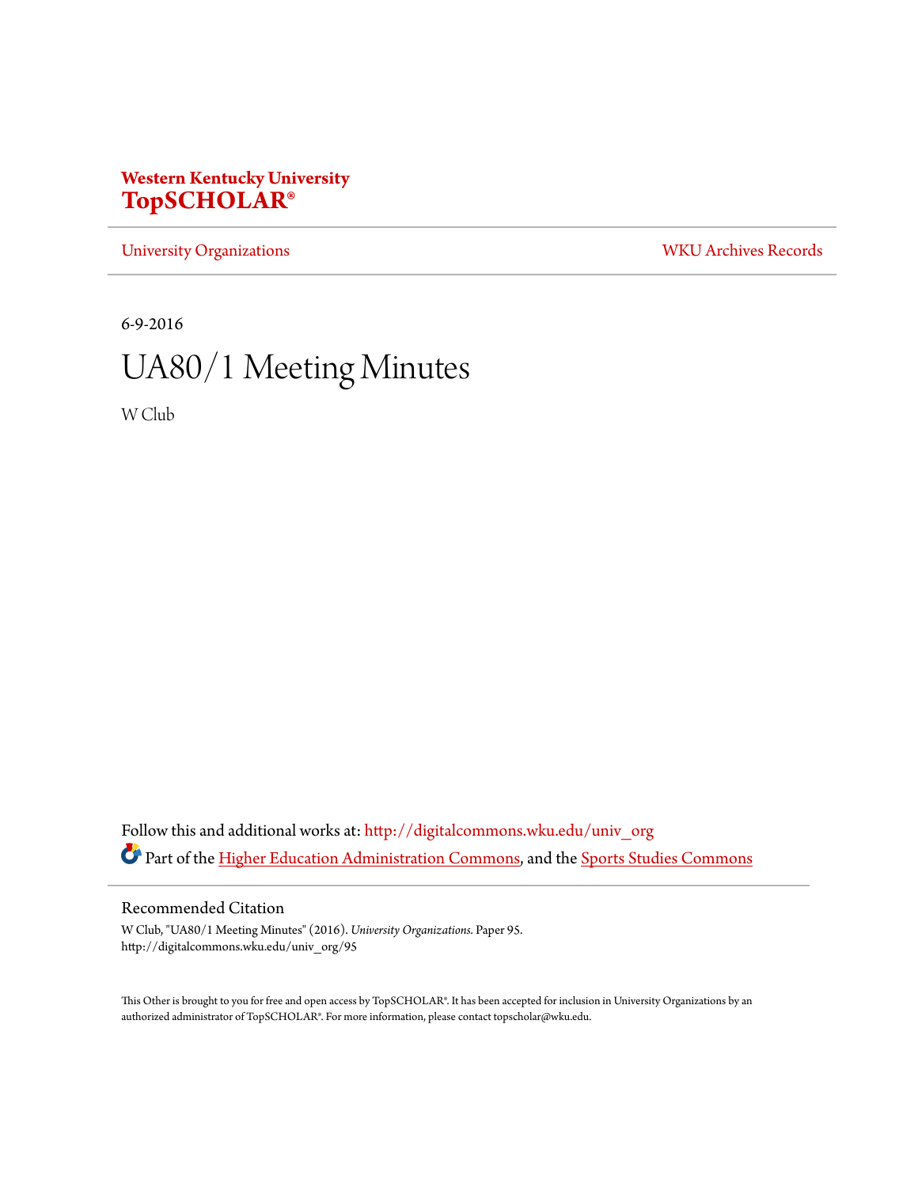**Western Kentucky University**
**TopSCHOLAR®**

University Organizations | WKU Archives Records

6-9-2016

# UA80/1 Meeting Minutes

W Club

Follow this and additional works at: http://digitalcommons.wku.edu/univ_org

Part of the Higher Education Administration Commons, and the Sports Studies Commons

## Recommended Citation

W Club, "UA80/1 Meeting Minutes" (2016). *University Organizations.* Paper 95.
http://digitalcommons.wku.edu/univ_org/95

This Other is brought to you for free and open access by TopSCHOLAR®. It has been accepted for inclusion in University Organizations by an authorized administrator of TopSCHOLAR®. For more information, please contact topscholar@wku.edu.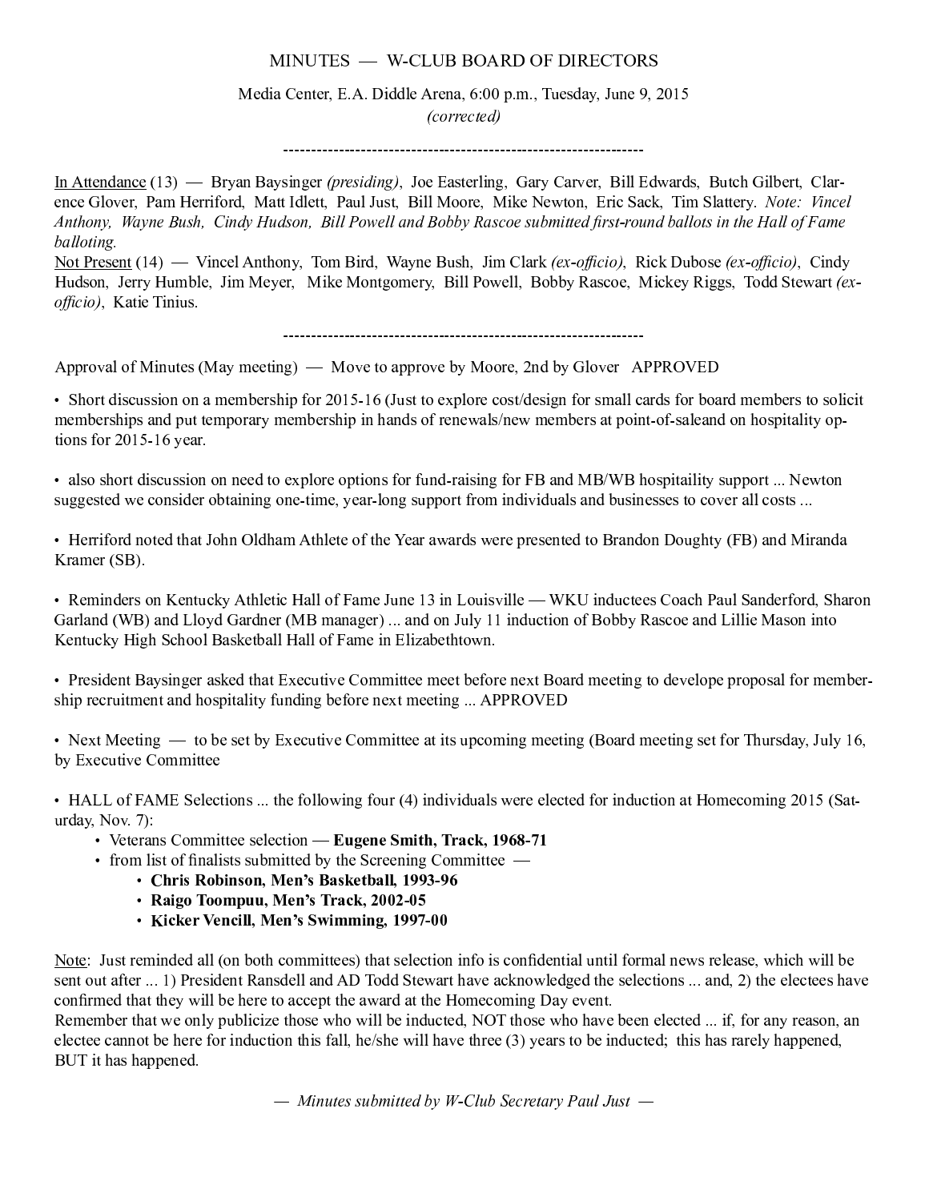# MINUTES — W-CLUB BOARD OF DIRECTORS

Media Center, E.A. Diddle Arena, 6:00 p.m., Tuesday, June 9, 2015

*(corrected)*

---

In Attendance (13) — Bryan Baysinger *(presiding)*, Joe Easterling, Gary Carver, Bill Edwards, Butch Gilbert, Clarence Glover, Pam Herriford, Matt Idlett, Paul Just, Bill Moore, Mike Newton, Eric Sack, Tim Slattery. *Note: Vincel Anthony, Wayne Bush, Cindy Hudson, Bill Powell and Bobby Rascoe submitted first-round ballots in the Hall of Fame balloting.*

Not Present (14) — Vincel Anthony, Tom Bird, Wayne Bush, Jim Clark *(ex-officio)*, Rick Dubose *(ex-officio)*, Cindy Hudson, Jerry Humble, Jim Meyer, Mike Montgomery, Bill Powell, Bobby Rascoe, Mickey Riggs, Todd Stewart *(ex-officio)*, Katie Tinius.

---

Approval of Minutes (May meeting) — Move to approve by Moore, 2nd by Glover APPROVED

- Short discussion on a membership for 2015-16 (Just to explore cost/design for small cards for board members to solicit memberships and put temporary membership in hands of renewals/new members at point-of-saleand on hospitality options for 2015-16 year.

- also short discussion on need to explore options for fund-raising for FB and MB/WB hospitaility support ... Newton suggested we consider obtaining one-time, year-long support from individuals and businesses to cover all costs ...

- Herriford noted that John Oldham Athlete of the Year awards were presented to Brandon Doughty (FB) and Miranda Kramer (SB).

- Reminders on Kentucky Athletic Hall of Fame June 13 in Louisville — WKU inductees Coach Paul Sanderford, Sharon Garland (WB) and Lloyd Gardner (MB manager) ... and on July 11 induction of Bobby Rascoe and Lillie Mason into Kentucky High School Basketball Hall of Fame in Elizabethtown.

- President Baysinger asked that Executive Committee meet before next Board meeting to develope proposal for membership recruitment and hospitality funding before next meeting ... APPROVED

- Next Meeting — to be set by Executive Committee at its upcoming meeting (Board meeting set for Thursday, July 16, by Executive Committee

- HALL of FAME Selections ... the following four (4) individuals were elected for induction at Homecoming 2015 (Saturday, Nov. 7):
  - Veterans Committee selection — **Eugene Smith, Track, 1968-71**
  - from list of finalists submitted by the Screening Committee —
    - **Chris Robinson, Men's Basketball, 1993-96**
    - **Raigo Toompuu, Men's Track, 2002-05**
    - **Kicker Vencill, Men's Swimming, 1997-00**

Note: Just reminded all (on both committees) that selection info is confidential until formal news release, which will be sent out after ... 1) President Ransdell and AD Todd Stewart have acknowledged the selections ... and, 2) the electees have confirmed that they will be here to accept the award at the Homecoming Day event.

Remember that we only publicize those who will be inducted, NOT those who have been elected ... if, for any reason, an electee cannot be here for induction this fall, he/she will have three (3) years to be inducted; this has rarely happened, BUT it has happened.

*— Minutes submitted by W-Club Secretary Paul Just —*